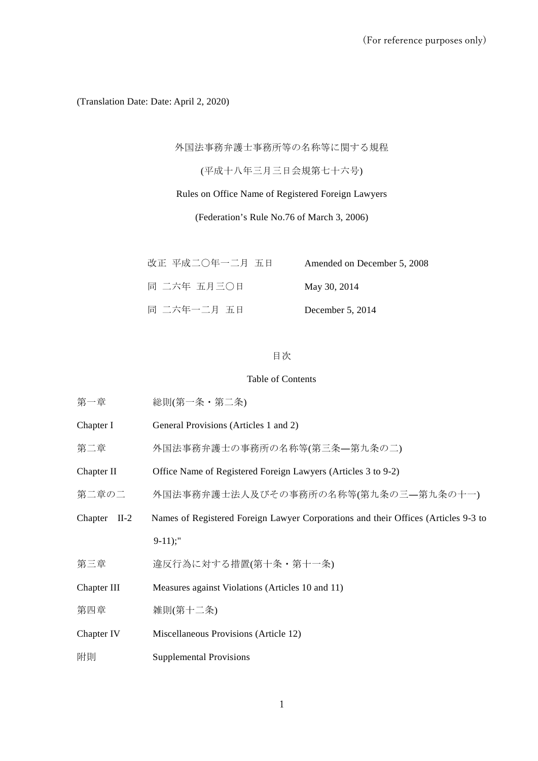（For reference purposes only）

(Translation Date: Date: April 2, 2020)

# 外国法事務弁護士事務所等の名称等に関する規程

(平成十八年三月三日会規第七十六号)

# Rules on Office Name of Registered Foreign Lawyers

(Federation's Rule No.76 of March 3, 2006)

| | |
|---|---|
| 改正　平成二〇年一二月　五日 | Amended on December 5, 2008 |
| 同　二六年　五月三〇日 | May 30, 2014 |
| 同　二六年一二月　五日 | December 5, 2014 |

## 目次

## Table of Contents

第一章　総則(第一条・第二条)

Chapter I　General Provisions (Articles 1 and 2)

第二章　外国法事務弁護士の事務所の名称等(第三条—第九条の二)

Chapter II　Office Name of Registered Foreign Lawyers (Articles 3 to 9-2)

第二章の二　外国法事務弁護士法人及びその事務所の名称等(第九条の三—第九条の十一)

Chapter II-2　Names of Registered Foreign Lawyer Corporations and their Offices (Articles 9-3 to 9-11);"

第三章　違反行為に対する措置(第十条・第十一条)

Chapter III　Measures against Violations (Articles 10 and 11)

第四章　雑則(第十二条)

Chapter IV　Miscellaneous Provisions (Article 12)

附則　Supplemental Provisions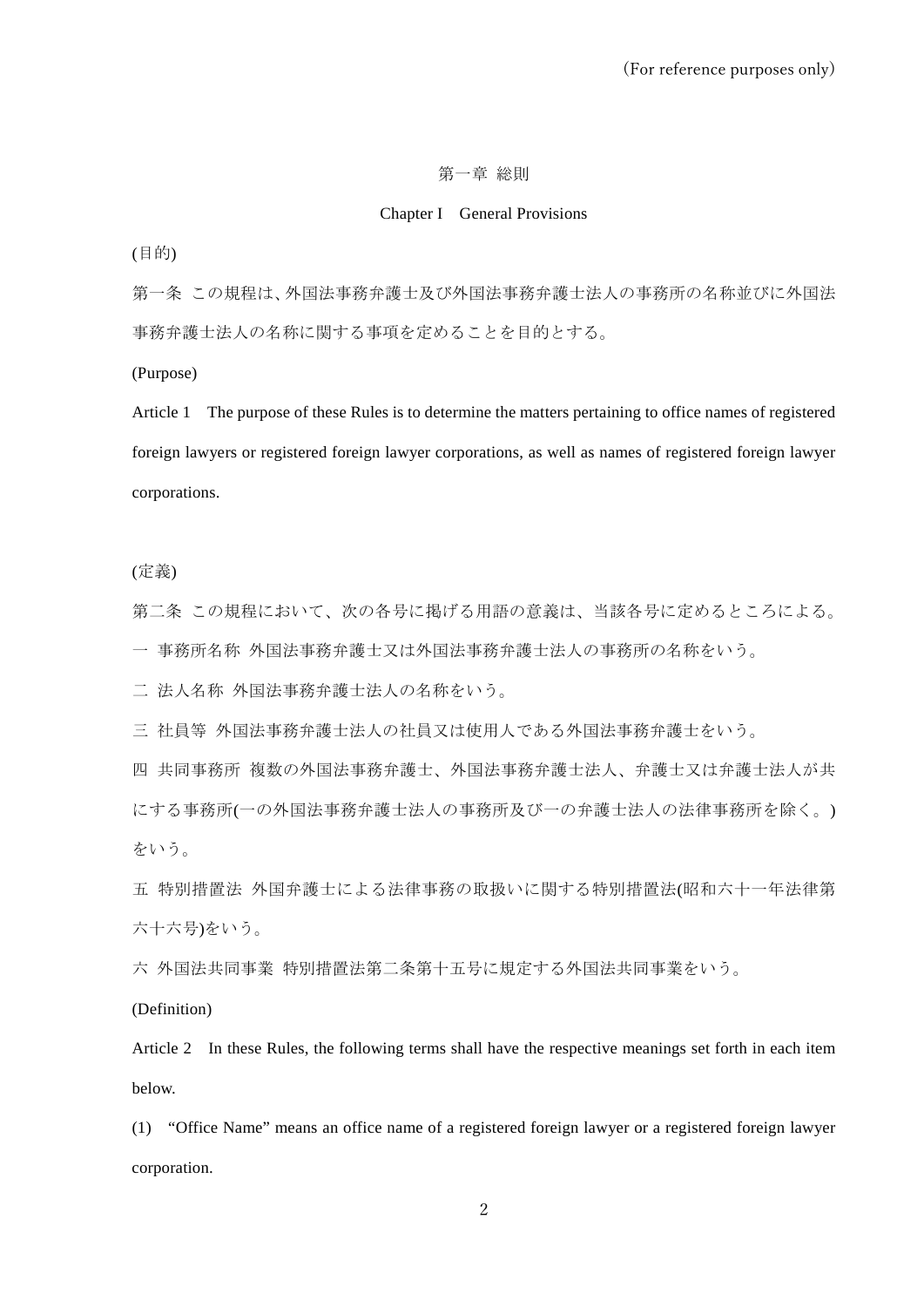(For reference purposes only)

## 第一章 総則

## Chapter I　General Provisions

(目的)

第一条 この規程は、外国法事務弁護士及び外国法事務弁護士法人の事務所の名称並びに外国法事務弁護士法人の名称に関する事項を定めることを目的とする。

(Purpose)

Article 1　The purpose of these Rules is to determine the matters pertaining to office names of registered foreign lawyers or registered foreign lawyer corporations, as well as names of registered foreign lawyer corporations.

(定義)

第二条 この規程において、次の各号に掲げる用語の意義は、当該各号に定めるところによる。

一 事務所名称 外国法事務弁護士又は外国法事務弁護士法人の事務所の名称をいう。

二 法人名称 外国法事務弁護士法人の名称をいう。

三 社員等 外国法事務弁護士法人の社員又は使用人である外国法事務弁護士をいう。

四 共同事務所 複数の外国法事務弁護士、外国法事務弁護士法人、弁護士又は弁護士法人が共にする事務所(一の外国法事務弁護士法人の事務所及び一の弁護士法人の法律事務所を除く。)をいう。

五 特別措置法 外国弁護士による法律事務の取扱いに関する特別措置法(昭和六十一年法律第六十六号)をいう。

六 外国法共同事業 特別措置法第二条第十五号に規定する外国法共同事業をいう。

(Definition)

Article 2　In these Rules, the following terms shall have the respective meanings set forth in each item below.

(1)　“Office Name” means an office name of a registered foreign lawyer or a registered foreign lawyer corporation.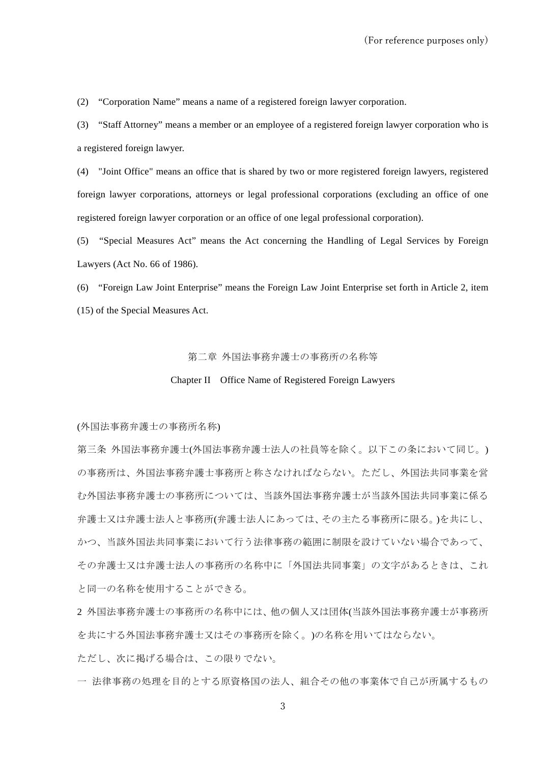(2) “Corporation Name” means a name of a registered foreign lawyer corporation.

(3) “Staff Attorney” means a member or an employee of a registered foreign lawyer corporation who is a registered foreign lawyer.

(4) "Joint Office" means an office that is shared by two or more registered foreign lawyers, registered foreign lawyer corporations, attorneys or legal professional corporations (excluding an office of one registered foreign lawyer corporation or an office of one legal professional corporation).

(5) “Special Measures Act” means the Act concerning the Handling of Legal Services by Foreign Lawyers (Act No. 66 of 1986).

(6) “Foreign Law Joint Enterprise” means the Foreign Law Joint Enterprise set forth in Article 2, item (15) of the Special Measures Act.

## 第二章 外国法事務弁護士の事務所の名称等

## Chapter II Office Name of Registered Foreign Lawyers

(外国法事務弁護士の事務所名称)

第三条 外国法事務弁護士(外国法事務弁護士法人の社員等を除く。以下この条において同じ。)の事務所は、外国法事務弁護士事務所と称さなければならない。ただし、外国法共同事業を営む外国法事務弁護士の事務所については、当該外国法事務弁護士が当該外国法共同事業に係る弁護士又は弁護士法人と事務所(弁護士法人にあっては、その主たる事務所に限る。)を共にし、かつ、当該外国法共同事業において行う法律事務の範囲に制限を設けていない場合であって、その弁護士又は弁護士法人の事務所の名称中に「外国法共同事業」の文字があるときは、これと同一の名称を使用することができる。

2 外国法事務弁護士の事務所の名称中には、他の個人又は団体(当該外国法事務弁護士が事務所を共にする外国法事務弁護士又はその事務所を除く。)の名称を用いてはならない。

ただし、次に掲げる場合は、この限りでない。

一 法律事務の処理を目的とする原資格国の法人、組合その他の事業体で自己が所属するもの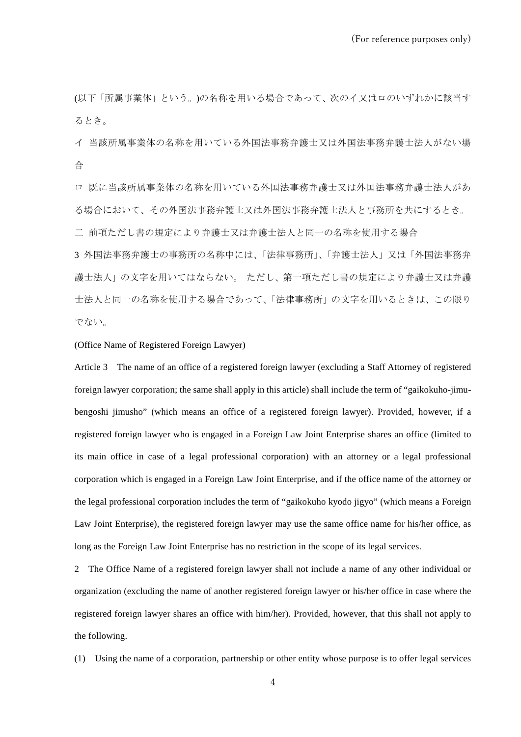(以下「所属事業体」という。)の名称を用いる場合であって、次のイ又はロのいずれかに該当するとき。

イ　当該所属事業体の名称を用いている外国法事務弁護士又は外国法事務弁護士法人がない場合

ロ　既に当該所属事業体の名称を用いている外国法事務弁護士又は外国法事務弁護士法人がある場合において、その外国法事務弁護士又は外国法事務弁護士法人と事務所を共にするとき。

二　前項ただし書の規定により弁護士又は弁護士法人と同一の名称を使用する場合

3　外国法事務弁護士の事務所の名称中には、「法律事務所」、「弁護士法人」又は「外国法事務弁護士法人」の文字を用いてはならない。 ただし、第一項ただし書の規定により弁護士又は弁護士法人と同一の名称を使用する場合であって、「法律事務所」の文字を用いるときは、この限りでない。

(Office Name of Registered Foreign Lawyer)

Article 3　The name of an office of a registered foreign lawyer (excluding a Staff Attorney of registered foreign lawyer corporation; the same shall apply in this article) shall include the term of "gaikokuho-jimu-bengoshi jimusho" (which means an office of a registered foreign lawyer). Provided, however, if a registered foreign lawyer who is engaged in a Foreign Law Joint Enterprise shares an office (limited to its main office in case of a legal professional corporation) with an attorney or a legal professional corporation which is engaged in a Foreign Law Joint Enterprise, and if the office name of the attorney or the legal professional corporation includes the term of "gaikokuho kyodo jigyo" (which means a Foreign Law Joint Enterprise), the registered foreign lawyer may use the same office name for his/her office, as long as the Foreign Law Joint Enterprise has no restriction in the scope of its legal services.

2　The Office Name of a registered foreign lawyer shall not include a name of any other individual or organization (excluding the name of another registered foreign lawyer or his/her office in case where the registered foreign lawyer shares an office with him/her). Provided, however, that this shall not apply to the following.

(1)　Using the name of a corporation, partnership or other entity whose purpose is to offer legal services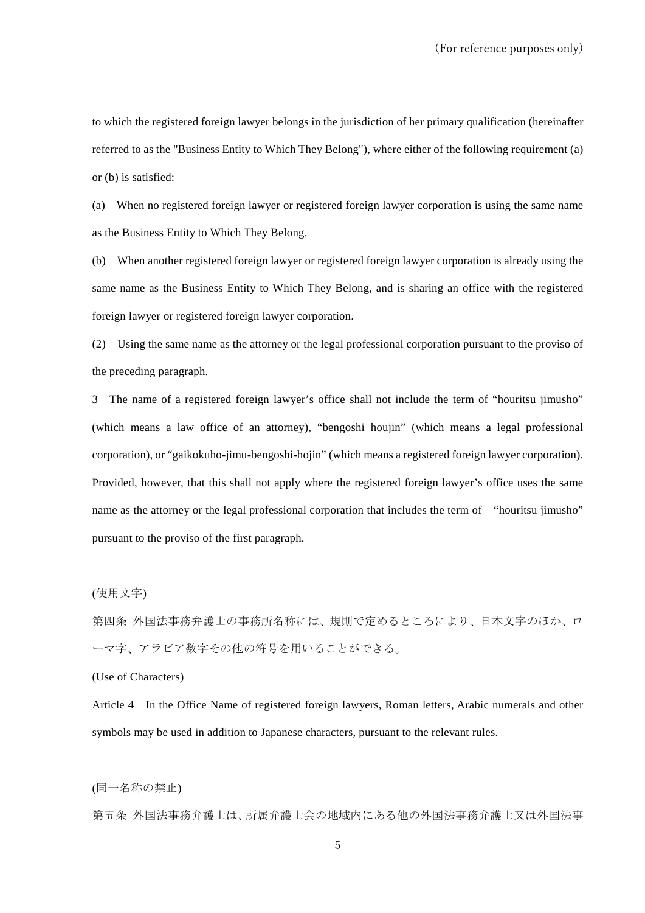to which the registered foreign lawyer belongs in the jurisdiction of her primary qualification (hereinafter referred to as the "Business Entity to Which They Belong"), where either of the following requirement (a) or (b) is satisfied:

(a) When no registered foreign lawyer or registered foreign lawyer corporation is using the same name as the Business Entity to Which They Belong.

(b) When another registered foreign lawyer or registered foreign lawyer corporation is already using the same name as the Business Entity to Which They Belong, and is sharing an office with the registered foreign lawyer or registered foreign lawyer corporation.

(2) Using the same name as the attorney or the legal professional corporation pursuant to the proviso of the preceding paragraph.

3 The name of a registered foreign lawyer's office shall not include the term of "houritsu jimusho" (which means a law office of an attorney), "bengoshi houjin" (which means a legal professional corporation), or "gaikokuho-jimu-bengoshi-hojin" (which means a registered foreign lawyer corporation). Provided, however, that this shall not apply where the registered foreign lawyer's office uses the same name as the attorney or the legal professional corporation that includes the term of "houritsu jimusho" pursuant to the proviso of the first paragraph.

(使用文字)

第四条 外国法事務弁護士の事務所名称には、規則で定めるところにより、日本文字のほか、ローマ字、アラビア数字その他の符号を用いることができる。

(Use of Characters)

Article 4 In the Office Name of registered foreign lawyers, Roman letters, Arabic numerals and other symbols may be used in addition to Japanese characters, pursuant to the relevant rules.

(同一名称の禁止)

第五条 外国法事務弁護士は、所属弁護士会の地域内にある他の外国法事務弁護士又は外国法事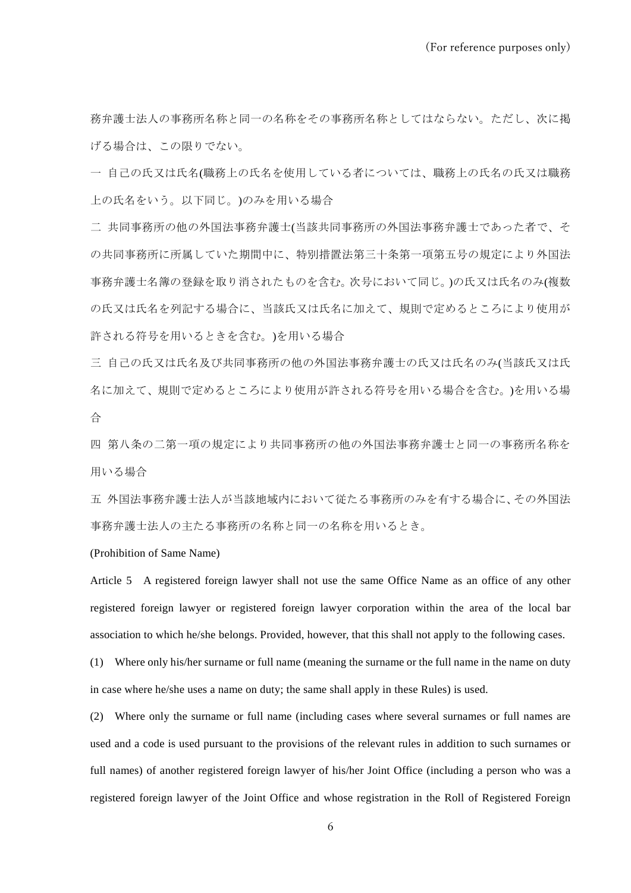務弁護士法人の事務所名称と同一の名称をその事務所名称としてはならない。ただし、次に掲げる場合は、この限りでない。

一 自己の氏又は氏名(職務上の氏名を使用している者については、職務上の氏名の氏又は職務上の氏名をいう。以下同じ。)のみを用いる場合

二 共同事務所の他の外国法事務弁護士(当該共同事務所の外国法事務弁護士であった者で、その共同事務所に所属していた期間中に、特別措置法第三十条第一項第五号の規定により外国法事務弁護士名簿の登録を取り消されたものを含む。次号において同じ。)の氏又は氏名のみ(複数の氏又は氏名を列記する場合に、当該氏又は氏名に加えて、規則で定めるところにより使用が許される符号を用いるときを含む。)を用いる場合

三 自己の氏又は氏名及び共同事務所の他の外国法事務弁護士の氏又は氏名のみ(当該氏又は氏名に加えて、規則で定めるところにより使用が許される符号を用いる場合を含む。)を用いる場合

四 第八条の二第一項の規定により共同事務所の他の外国法事務弁護士と同一の事務所名称を用いる場合

五 外国法事務弁護士法人が当該地域内において従たる事務所のみを有する場合に、その外国法事務弁護士法人の主たる事務所の名称と同一の名称を用いるとき。

(Prohibition of Same Name)

Article 5 A registered foreign lawyer shall not use the same Office Name as an office of any other registered foreign lawyer or registered foreign lawyer corporation within the area of the local bar association to which he/she belongs. Provided, however, that this shall not apply to the following cases.

(1) Where only his/her surname or full name (meaning the surname or the full name in the name on duty in case where he/she uses a name on duty; the same shall apply in these Rules) is used.

(2) Where only the surname or full name (including cases where several surnames or full names are used and a code is used pursuant to the provisions of the relevant rules in addition to such surnames or full names) of another registered foreign lawyer of his/her Joint Office (including a person who was a registered foreign lawyer of the Joint Office and whose registration in the Roll of Registered Foreign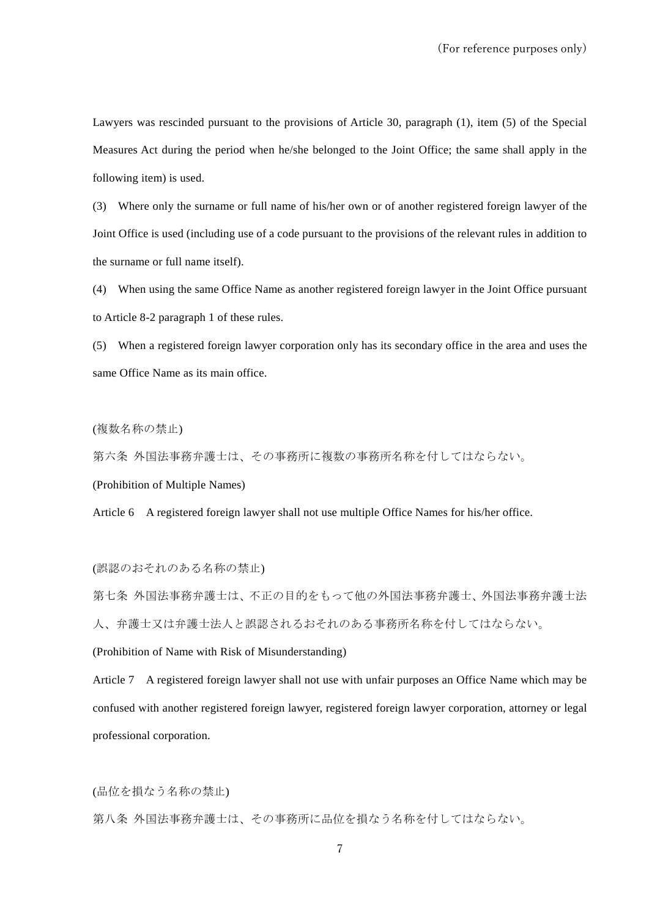Lawyers was rescinded pursuant to the provisions of Article 30, paragraph (1), item (5) of the Special Measures Act during the period when he/she belonged to the Joint Office; the same shall apply in the following item) is used.

(3) Where only the surname or full name of his/her own or of another registered foreign lawyer of the Joint Office is used (including use of a code pursuant to the provisions of the relevant rules in addition to the surname or full name itself).

(4) When using the same Office Name as another registered foreign lawyer in the Joint Office pursuant to Article 8-2 paragraph 1 of these rules.

(5) When a registered foreign lawyer corporation only has its secondary office in the area and uses the same Office Name as its main office.

(複数名称の禁止)

第六条 外国法事務弁護士は、その事務所に複数の事務所名称を付してはならない。

(Prohibition of Multiple Names)

Article 6 A registered foreign lawyer shall not use multiple Office Names for his/her office.

(誤認のおそれのある名称の禁止)

第七条 外国法事務弁護士は、不正の目的をもって他の外国法事務弁護士、外国法事務弁護士法人、弁護士又は弁護士法人と誤認されるおそれのある事務所名称を付してはならない。

(Prohibition of Name with Risk of Misunderstanding)

Article 7 A registered foreign lawyer shall not use with unfair purposes an Office Name which may be confused with another registered foreign lawyer, registered foreign lawyer corporation, attorney or legal professional corporation.

(品位を損なう名称の禁止)

第八条 外国法事務弁護士は、その事務所に品位を損なう名称を付してはならない。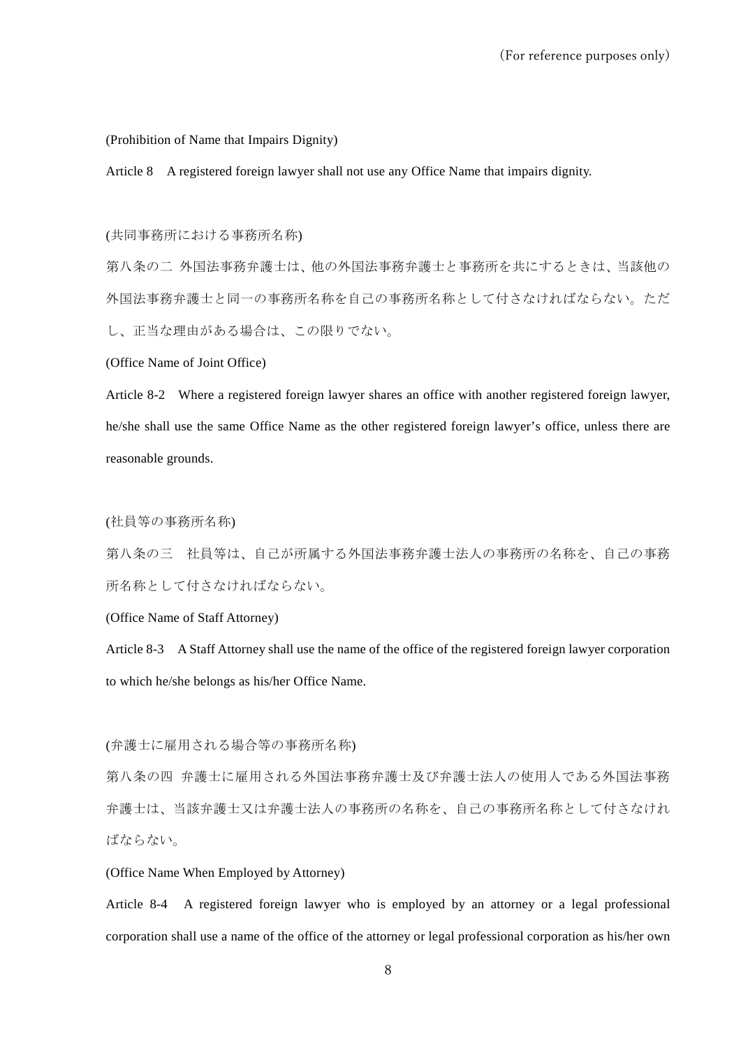(Prohibition of Name that Impairs Dignity)

Article 8　A registered foreign lawyer shall not use any Office Name that impairs dignity.

(共同事務所における事務所名称)

第八条の二　外国法事務弁護士は、他の外国法事務弁護士と事務所を共にするときは、当該他の外国法事務弁護士と同一の事務所名称を自己の事務所名称として付さなければならない。ただし、正当な理由がある場合は、この限りでない。

(Office Name of Joint Office)

Article 8-2　Where a registered foreign lawyer shares an office with another registered foreign lawyer, he/she shall use the same Office Name as the other registered foreign lawyer's office, unless there are reasonable grounds.

(社員等の事務所名称)

第八条の三　社員等は、自己が所属する外国法事務弁護士法人の事務所の名称を、自己の事務所名称として付さなければならない。

(Office Name of Staff Attorney)

Article 8-3　A Staff Attorney shall use the name of the office of the registered foreign lawyer corporation to which he/she belongs as his/her Office Name.

(弁護士に雇用される場合等の事務所名称)

第八条の四　弁護士に雇用される外国法事務弁護士及び弁護士法人の使用人である外国法事務弁護士は、当該弁護士又は弁護士法人の事務所の名称を、自己の事務所名称として付さなければならない。

(Office Name When Employed by Attorney)

Article 8-4　A registered foreign lawyer who is employed by an attorney or a legal professional corporation shall use a name of the office of the attorney or legal professional corporation as his/her own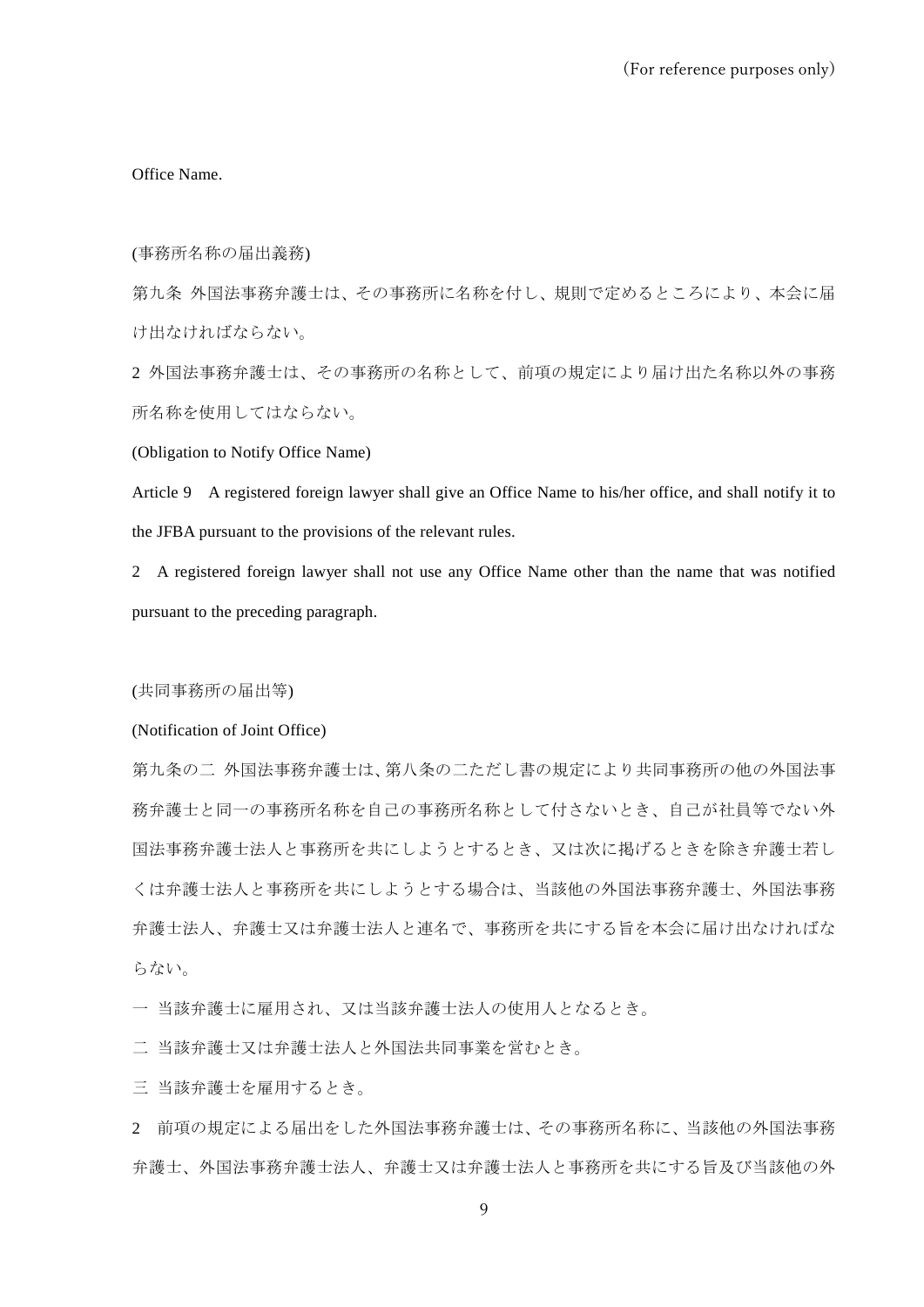Office Name.

(事務所名称の届出義務)

第九条 外国法事務弁護士は、その事務所に名称を付し、規則で定めるところにより、本会に届け出なければならない。

2 外国法事務弁護士は、その事務所の名称として、前項の規定により届け出た名称以外の事務所名称を使用してはならない。

(Obligation to Notify Office Name)

Article 9 A registered foreign lawyer shall give an Office Name to his/her office, and shall notify it to the JFBA pursuant to the provisions of the relevant rules.

2 A registered foreign lawyer shall not use any Office Name other than the name that was notified pursuant to the preceding paragraph.

(共同事務所の届出等)

(Notification of Joint Office)

第九条の二 外国法事務弁護士は、第八条の二ただし書の規定により共同事務所の他の外国法事務弁護士と同一の事務所名称を自己の事務所名称として付さないとき、自己が社員等でない外国法事務弁護士法人と事務所を共にしようとするとき、又は次に掲げるときを除き弁護士若しくは弁護士法人と事務所を共にしようとする場合は、当該他の外国法事務弁護士、外国法事務弁護士法人、弁護士又は弁護士法人と連名で、事務所を共にする旨を本会に届け出なければならない。

一 当該弁護士に雇用され、又は当該弁護士法人の使用人となるとき。

二 当該弁護士又は弁護士法人と外国法共同事業を営むとき。

三 当該弁護士を雇用するとき。

2 前項の規定による届出をした外国法事務弁護士は、その事務所名称に、当該他の外国法事務弁護士、外国法事務弁護士法人、弁護士又は弁護士法人と事務所を共にする旨及び当該他の外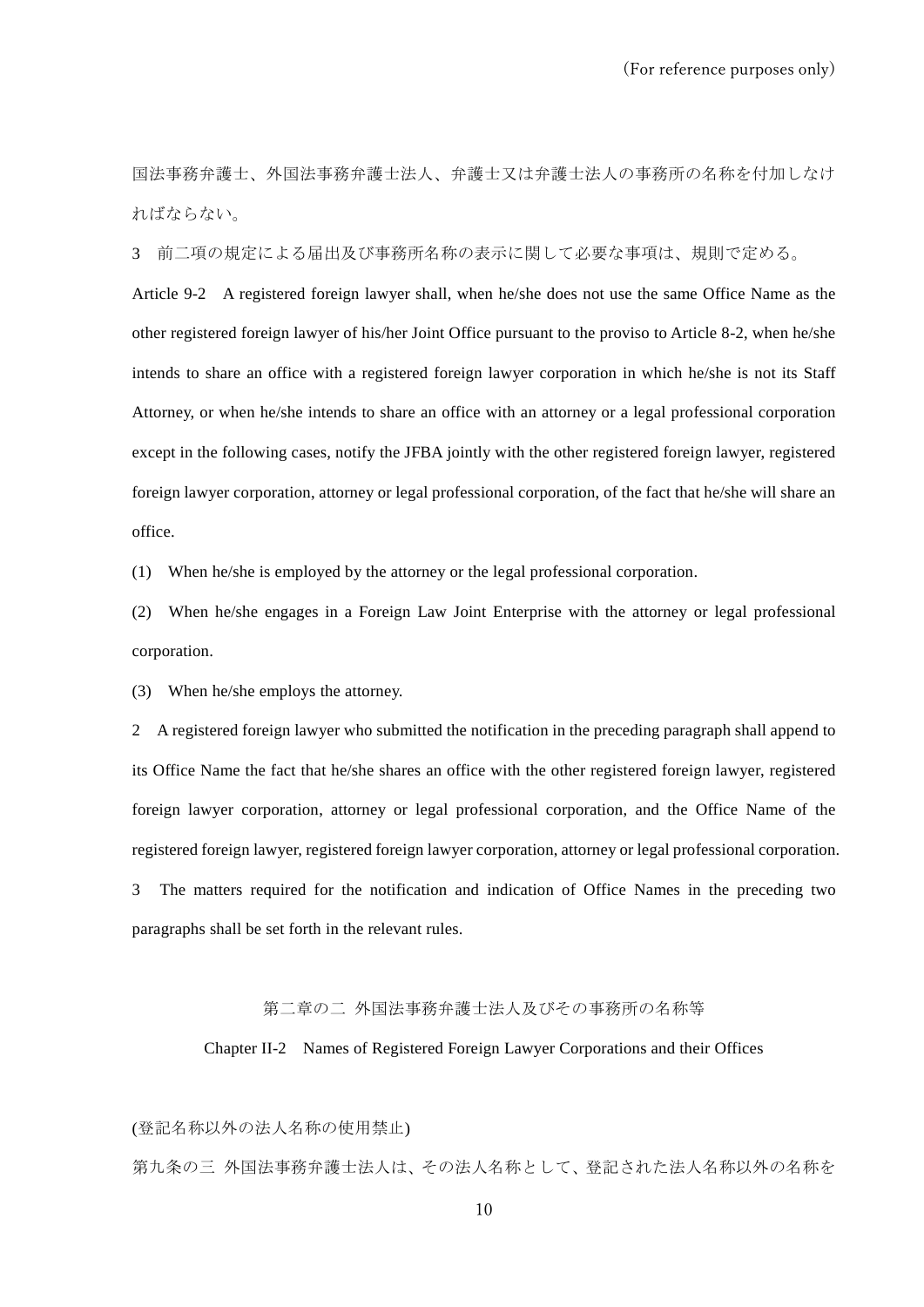国法事務弁護士、外国法事務弁護士法人、弁護士又は弁護士法人の事務所の名称を付加しなければならない。

3　前二項の規定による届出及び事務所名称の表示に関して必要な事項は、規則で定める。

Article 9-2　A registered foreign lawyer shall, when he/she does not use the same Office Name as the other registered foreign lawyer of his/her Joint Office pursuant to the proviso to Article 8-2, when he/she intends to share an office with a registered foreign lawyer corporation in which he/she is not its Staff Attorney, or when he/she intends to share an office with an attorney or a legal professional corporation except in the following cases, notify the JFBA jointly with the other registered foreign lawyer, registered foreign lawyer corporation, attorney or legal professional corporation, of the fact that he/she will share an office.

(1)　When he/she is employed by the attorney or the legal professional corporation.

(2)　When he/she engages in a Foreign Law Joint Enterprise with the attorney or legal professional corporation.

(3)　When he/she employs the attorney.

2　A registered foreign lawyer who submitted the notification in the preceding paragraph shall append to its Office Name the fact that he/she shares an office with the other registered foreign lawyer, registered foreign lawyer corporation, attorney or legal professional corporation, and the Office Name of the registered foreign lawyer, registered foreign lawyer corporation, attorney or legal professional corporation.

3　The matters required for the notification and indication of Office Names in the preceding two paragraphs shall be set forth in the relevant rules.

## 第二章の二　外国法事務弁護士法人及びその事務所の名称等

## Chapter II-2　Names of Registered Foreign Lawyer Corporations and their Offices

(登記名称以外の法人名称の使用禁止)

第九条の三　外国法事務弁護士法人は、その法人名称として、登記された法人名称以外の名称を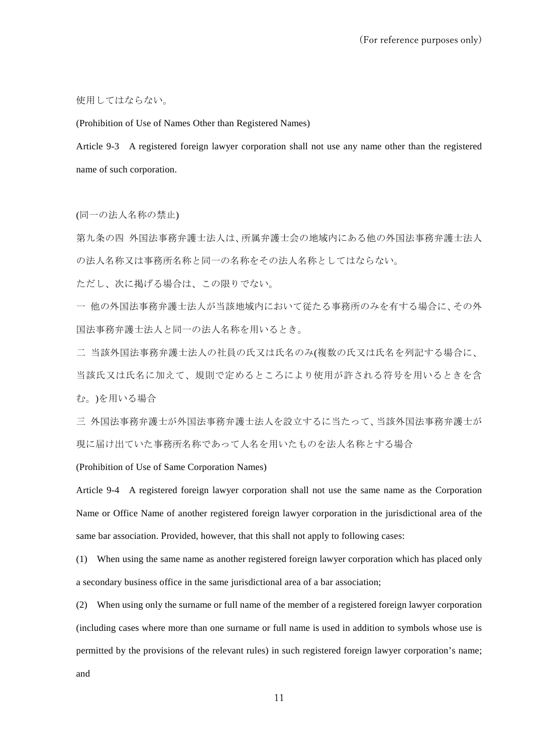使用してはならない。

(Prohibition of Use of Names Other than Registered Names)

Article 9-3　A registered foreign lawyer corporation shall not use any name other than the registered name of such corporation.

(同一の法人名称の禁止)

第九条の四　外国法事務弁護士法人は、所属弁護士会の地域内にある他の外国法事務弁護士法人の法人名称又は事務所名称と同一の名称をその法人名称としてはならない。

ただし、次に掲げる場合は、この限りでない。

一　他の外国法事務弁護士法人が当該地域内において従たる事務所のみを有する場合に、その外国法事務弁護士法人と同一の法人名称を用いるとき。

二　当該外国法事務弁護士法人の社員の氏又は氏名のみ(複数の氏又は氏名を列記する場合に、当該氏又は氏名に加えて、規則で定めるところにより使用が許される符号を用いるときを含む。)を用いる場合

三　外国法事務弁護士が外国法事務弁護士法人を設立するに当たって、当該外国法事務弁護士が現に届け出ていた事務所名称であって人名を用いたものを法人名称とする場合

(Prohibition of Use of Same Corporation Names)

Article 9-4　A registered foreign lawyer corporation shall not use the same name as the Corporation Name or Office Name of another registered foreign lawyer corporation in the jurisdictional area of the same bar association. Provided, however, that this shall not apply to following cases:

(1)　When using the same name as another registered foreign lawyer corporation which has placed only a secondary business office in the same jurisdictional area of a bar association;

(2)　When using only the surname or full name of the member of a registered foreign lawyer corporation (including cases where more than one surname or full name is used in addition to symbols whose use is permitted by the provisions of the relevant rules) in such registered foreign lawyer corporation's name; and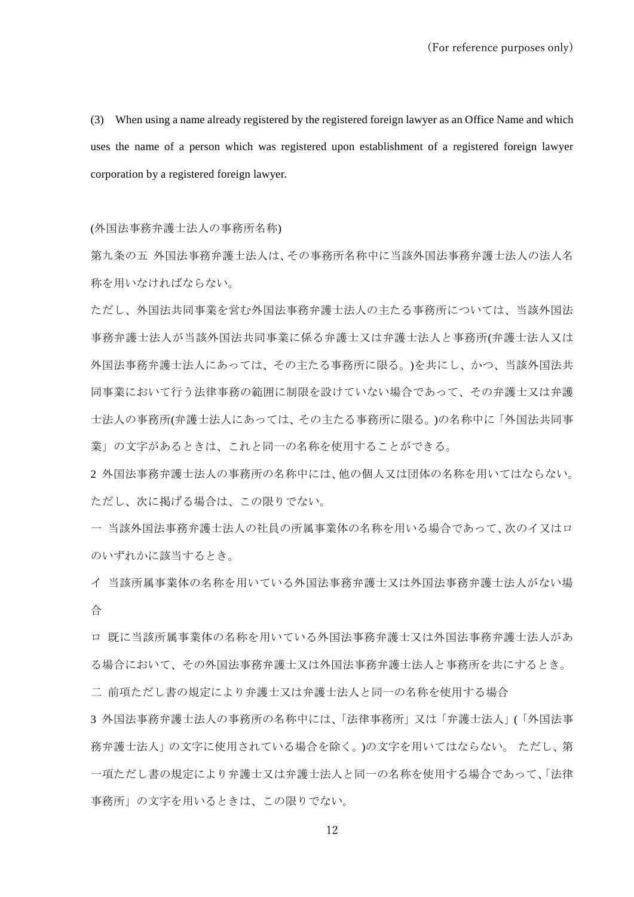(3) When using a name already registered by the registered foreign lawyer as an Office Name and which uses the name of a person which was registered upon establishment of a registered foreign lawyer corporation by a registered foreign lawyer.

(外国法事務弁護士法人の事務所名称)

第九条の五 外国法事務弁護士法人は、その事務所名称中に当該外国法事務弁護士法人の法人名称を用いなければならない。

ただし、外国法共同事業を営む外国法事務弁護士法人の主たる事務所については、当該外国法事務弁護士法人が当該外国法共同事業に係る弁護士又は弁護士法人と事務所(弁護士法人又は外国法事務弁護士法人にあっては、その主たる事務所に限る。)を共にし、かつ、当該外国法共同事業において行う法律事務の範囲に制限を設けていない場合であって、その弁護士又は弁護士法人の事務所(弁護士法人にあっては、その主たる事務所に限る。)の名称中に「外国法共同事業」の文字があるときは、これと同一の名称を使用することができる。

2 外国法事務弁護士法人の事務所の名称中には、他の個人又は団体の名称を用いてはならない。ただし、次に掲げる場合は、この限りでない。

一 当該外国法事務弁護士法人の社員の所属事業体の名称を用いる場合であって、次のイ又はロのいずれかに該当するとき。

イ 当該所属事業体の名称を用いている外国法事務弁護士又は外国法事務弁護士法人がない場合

ロ 既に当該所属事業体の名称を用いている外国法事務弁護士又は外国法事務弁護士法人がある場合において、その外国法事務弁護士又は外国法事務弁護士法人と事務所を共にするとき。

二 前項ただし書の規定により弁護士又は弁護士法人と同一の名称を使用する場合

3 外国法事務弁護士法人の事務所の名称中には、「法律事務所」又は「弁護士法人」(「外国法事務弁護士法人」の文字に使用されている場合を除く。)の文字を用いてはならない。 ただし、第一項ただし書の規定により弁護士又は弁護士法人と同一の名称を使用する場合であって、「法律事務所」の文字を用いるときは、この限りでない。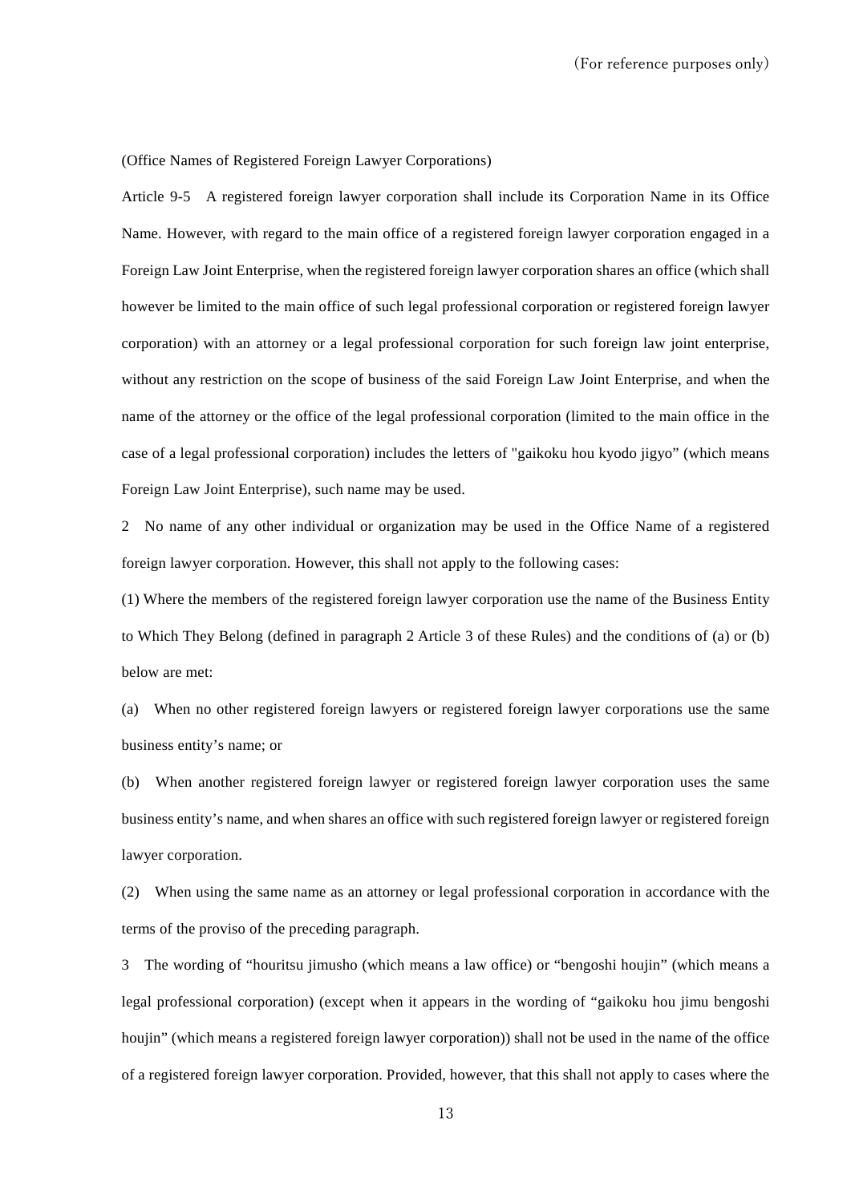(Office Names of Registered Foreign Lawyer Corporations)

Article 9-5　A registered foreign lawyer corporation shall include its Corporation Name in its Office Name. However, with regard to the main office of a registered foreign lawyer corporation engaged in a Foreign Law Joint Enterprise, when the registered foreign lawyer corporation shares an office (which shall however be limited to the main office of such legal professional corporation or registered foreign lawyer corporation) with an attorney or a legal professional corporation for such foreign law joint enterprise, without any restriction on the scope of business of the said Foreign Law Joint Enterprise, and when the name of the attorney or the office of the legal professional corporation (limited to the main office in the case of a legal professional corporation) includes the letters of "gaikoku hou kyodo jigyo" (which means Foreign Law Joint Enterprise), such name may be used.

2　No name of any other individual or organization may be used in the Office Name of a registered foreign lawyer corporation. However, this shall not apply to the following cases:

(1) Where the members of the registered foreign lawyer corporation use the name of the Business Entity to Which They Belong (defined in paragraph 2 Article 3 of these Rules) and the conditions of (a) or (b) below are met:

(a)　When no other registered foreign lawyers or registered foreign lawyer corporations use the same business entity's name; or

(b)　When another registered foreign lawyer or registered foreign lawyer corporation uses the same business entity's name, and when shares an office with such registered foreign lawyer or registered foreign lawyer corporation.

(2)　When using the same name as an attorney or legal professional corporation in accordance with the terms of the proviso of the preceding paragraph.

3　The wording of "houritsu jimusho (which means a law office) or "bengoshi houjin" (which means a legal professional corporation) (except when it appears in the wording of "gaikoku hou jimu bengoshi houjin" (which means a registered foreign lawyer corporation)) shall not be used in the name of the office of a registered foreign lawyer corporation. Provided, however, that this shall not apply to cases where the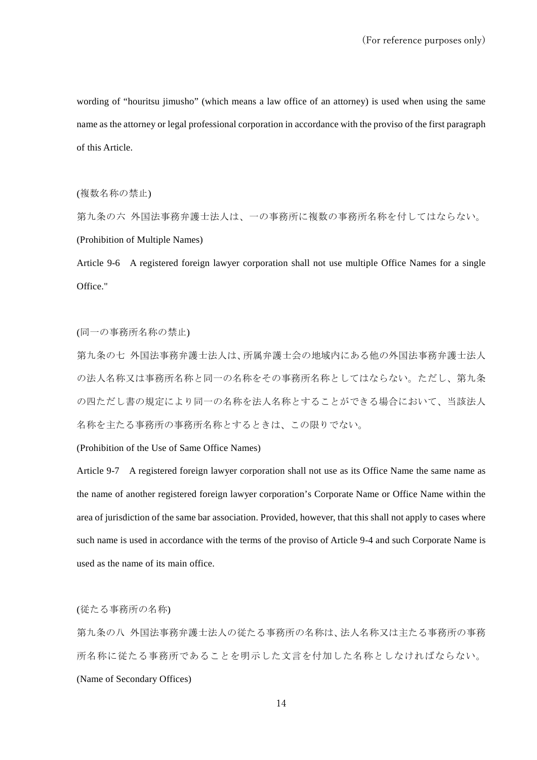wording of "houritsu jimusho" (which means a law office of an attorney) is used when using the same name as the attorney or legal professional corporation in accordance with the proviso of the first paragraph of this Article.

(複数名称の禁止)

第九条の六　外国法事務弁護士法人は、一の事務所に複数の事務所名称を付してはならない。

(Prohibition of Multiple Names)

Article 9-6　A registered foreign lawyer corporation shall not use multiple Office Names for a single Office."

(同一の事務所名称の禁止)

第九条の七　外国法事務弁護士法人は、所属弁護士会の地域内にある他の外国法事務弁護士法人の法人名称又は事務所名称と同一の名称をその事務所名称としてはならない。ただし、第九条の四ただし書の規定により同一の名称を法人名称とすることができる場合において、当該法人名称を主たる事務所の事務所名称とするときは、この限りでない。

(Prohibition of the Use of Same Office Names)

Article 9-7　A registered foreign lawyer corporation shall not use as its Office Name the same name as the name of another registered foreign lawyer corporation's Corporate Name or Office Name within the area of jurisdiction of the same bar association. Provided, however, that this shall not apply to cases where such name is used in accordance with the terms of the proviso of Article 9-4 and such Corporate Name is used as the name of its main office.

(従たる事務所の名称)

第九条の八　外国法事務弁護士法人の従たる事務所の名称は、法人名称又は主たる事務所の事務所名称に従たる事務所であることを明示した文言を付加した名称としなければならない。

(Name of Secondary Offices)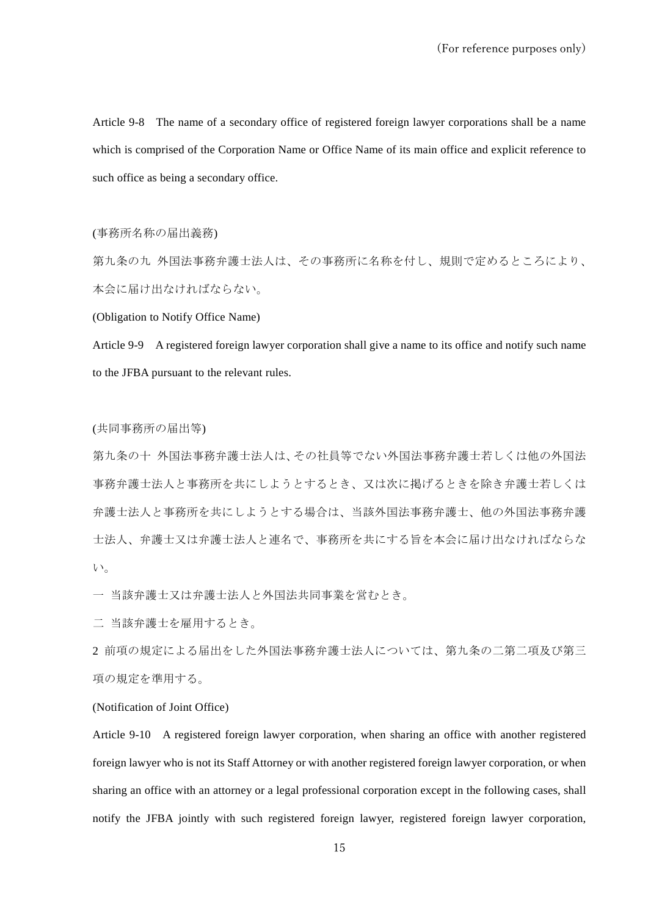Article 9-8　The name of a secondary office of registered foreign lawyer corporations shall be a name which is comprised of the Corporation Name or Office Name of its main office and explicit reference to such office as being a secondary office.

(事務所名称の届出義務)

第九条の九　外国法事務弁護士法人は、その事務所に名称を付し、規則で定めるところにより、本会に届け出なければならない。

(Obligation to Notify Office Name)

Article 9-9　A registered foreign lawyer corporation shall give a name to its office and notify such name to the JFBA pursuant to the relevant rules.

(共同事務所の届出等)

第九条の十　外国法事務弁護士法人は、その社員等でない外国法事務弁護士若しくは他の外国法事務弁護士法人と事務所を共にしようとするとき、又は次に掲げるときを除き弁護士若しくは弁護士法人と事務所を共にしようとする場合は、当該外国法事務弁護士、他の外国法事務弁護士法人、弁護士又は弁護士法人と連名で、事務所を共にする旨を本会に届け出なければならない。

一　当該弁護士又は弁護士法人と外国法共同事業を営むとき。

二　当該弁護士を雇用するとき。

2　前項の規定による届出をした外国法事務弁護士法人については、第九条の二第二項及び第三項の規定を準用する。

(Notification of Joint Office)

Article 9-10　A registered foreign lawyer corporation, when sharing an office with another registered foreign lawyer who is not its Staff Attorney or with another registered foreign lawyer corporation, or when sharing an office with an attorney or a legal professional corporation except in the following cases, shall notify the JFBA jointly with such registered foreign lawyer, registered foreign lawyer corporation,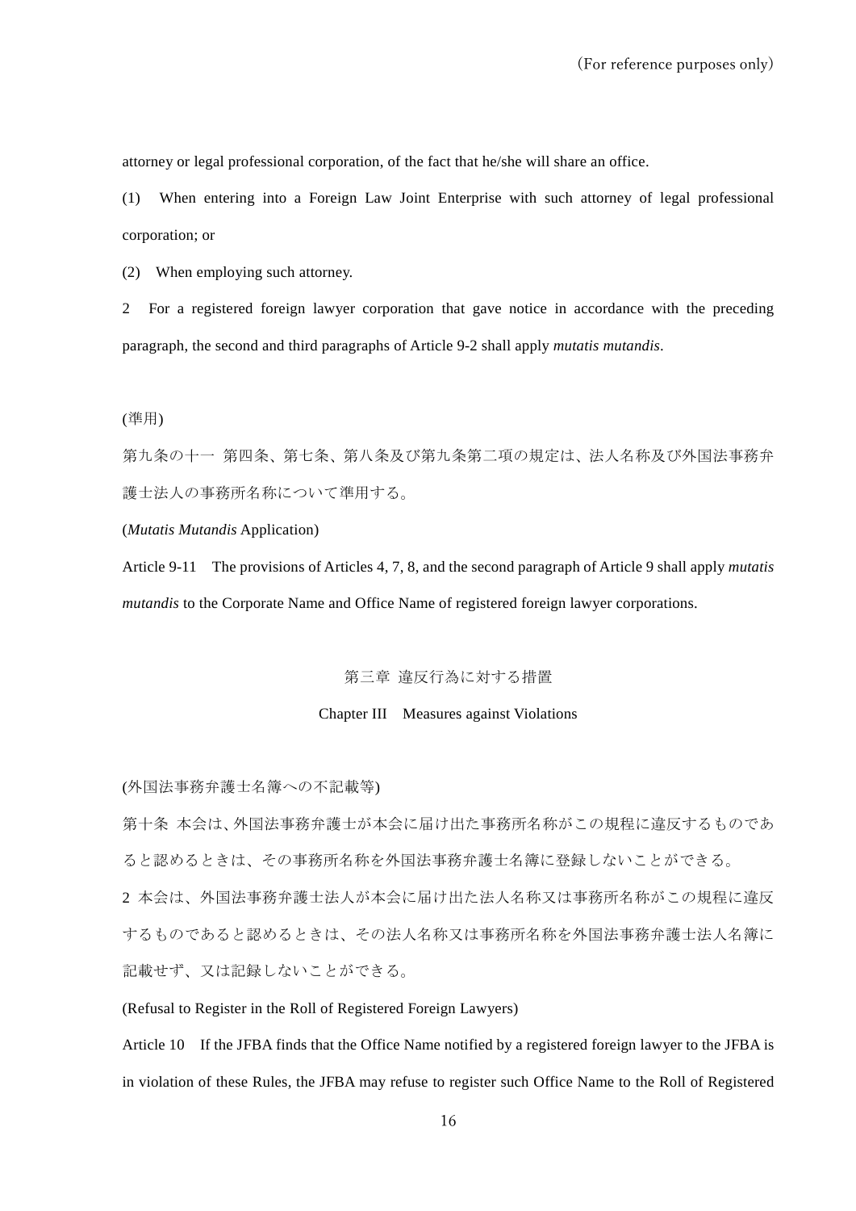attorney or legal professional corporation, of the fact that he/she will share an office.

(1) When entering into a Foreign Law Joint Enterprise with such attorney of legal professional corporation; or

(2) When employing such attorney.

2 For a registered foreign lawyer corporation that gave notice in accordance with the preceding paragraph, the second and third paragraphs of Article 9-2 shall apply *mutatis mutandis*.

(準用)

第九条の十一 第四条、第七条、第八条及び第九条第二項の規定は、法人名称及び外国法事務弁護士法人の事務所名称について準用する。

(*Mutatis Mutandis* Application)

Article 9-11 The provisions of Articles 4, 7, 8, and the second paragraph of Article 9 shall apply *mutatis mutandis* to the Corporate Name and Office Name of registered foreign lawyer corporations.

## 第三章 違反行為に対する措置

## Chapter III Measures against Violations

(外国法事務弁護士名簿への不記載等)

第十条 本会は、外国法事務弁護士が本会に届け出た事務所名称がこの規程に違反するものであると認めるときは、その事務所名称を外国法事務弁護士名簿に登録しないことができる。

2 本会は、外国法事務弁護士法人が本会に届け出た法人名称又は事務所名称がこの規程に違反するものであると認めるときは、その法人名称又は事務所名称を外国法事務弁護士法人名簿に記載せず、又は記録しないことができる。

(Refusal to Register in the Roll of Registered Foreign Lawyers)

Article 10 If the JFBA finds that the Office Name notified by a registered foreign lawyer to the JFBA is in violation of these Rules, the JFBA may refuse to register such Office Name to the Roll of Registered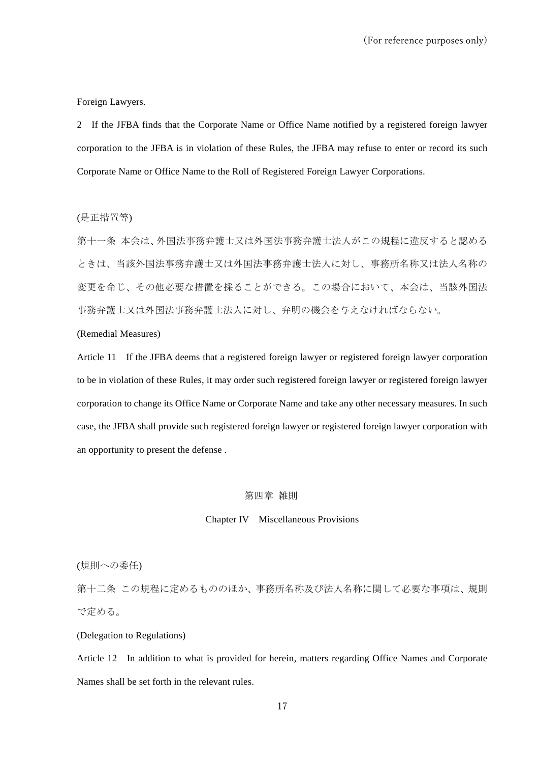Foreign Lawyers.

2　If the JFBA finds that the Corporate Name or Office Name notified by a registered foreign lawyer corporation to the JFBA is in violation of these Rules, the JFBA may refuse to enter or record its such Corporate Name or Office Name to the Roll of Registered Foreign Lawyer Corporations.

(是正措置等)

第十一条 本会は、外国法事務弁護士又は外国法事務弁護士法人がこの規程に違反すると認めるときは、当該外国法事務弁護士又は外国法事務弁護士法人に対し、事務所名称又は法人名称の変更を命じ、その他必要な措置を採ることができる。この場合において、本会は、当該外国法事務弁護士又は外国法事務弁護士法人に対し、弁明の機会を与えなければならない。

(Remedial Measures)

Article 11　If the JFBA deems that a registered foreign lawyer or registered foreign lawyer corporation to be in violation of these Rules, it may order such registered foreign lawyer or registered foreign lawyer corporation to change its Office Name or Corporate Name and take any other necessary measures. In such case, the JFBA shall provide such registered foreign lawyer or registered foreign lawyer corporation with an opportunity to present the defense .

## 第四章 雑則

## Chapter IV　Miscellaneous Provisions

(規則への委任)

第十二条 この規程に定めるもののほか、事務所名称及び法人名称に関して必要な事項は、規則で定める。

(Delegation to Regulations)

Article 12　In addition to what is provided for herein, matters regarding Office Names and Corporate Names shall be set forth in the relevant rules.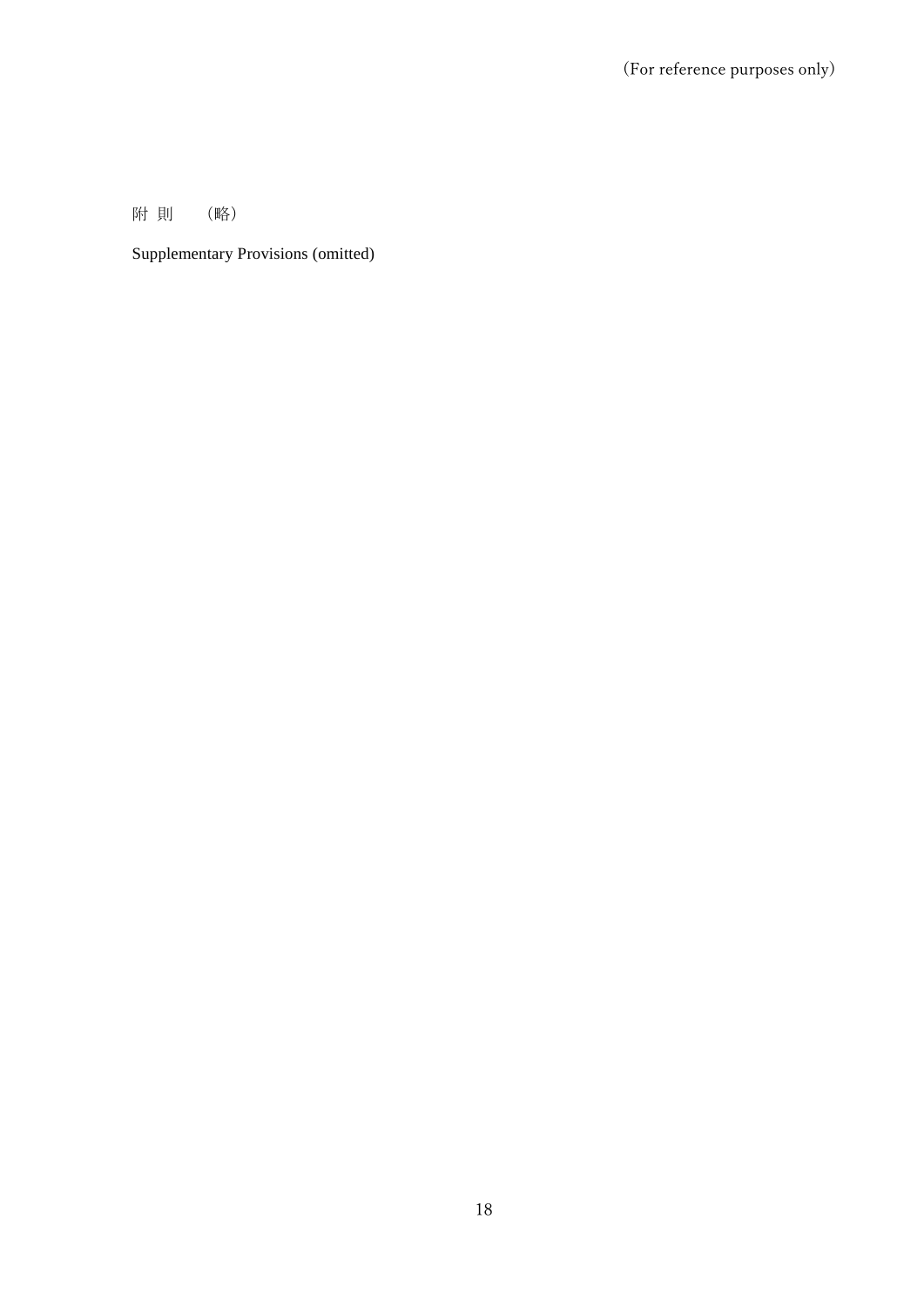附 則　　（略）

Supplementary Provisions (omitted)